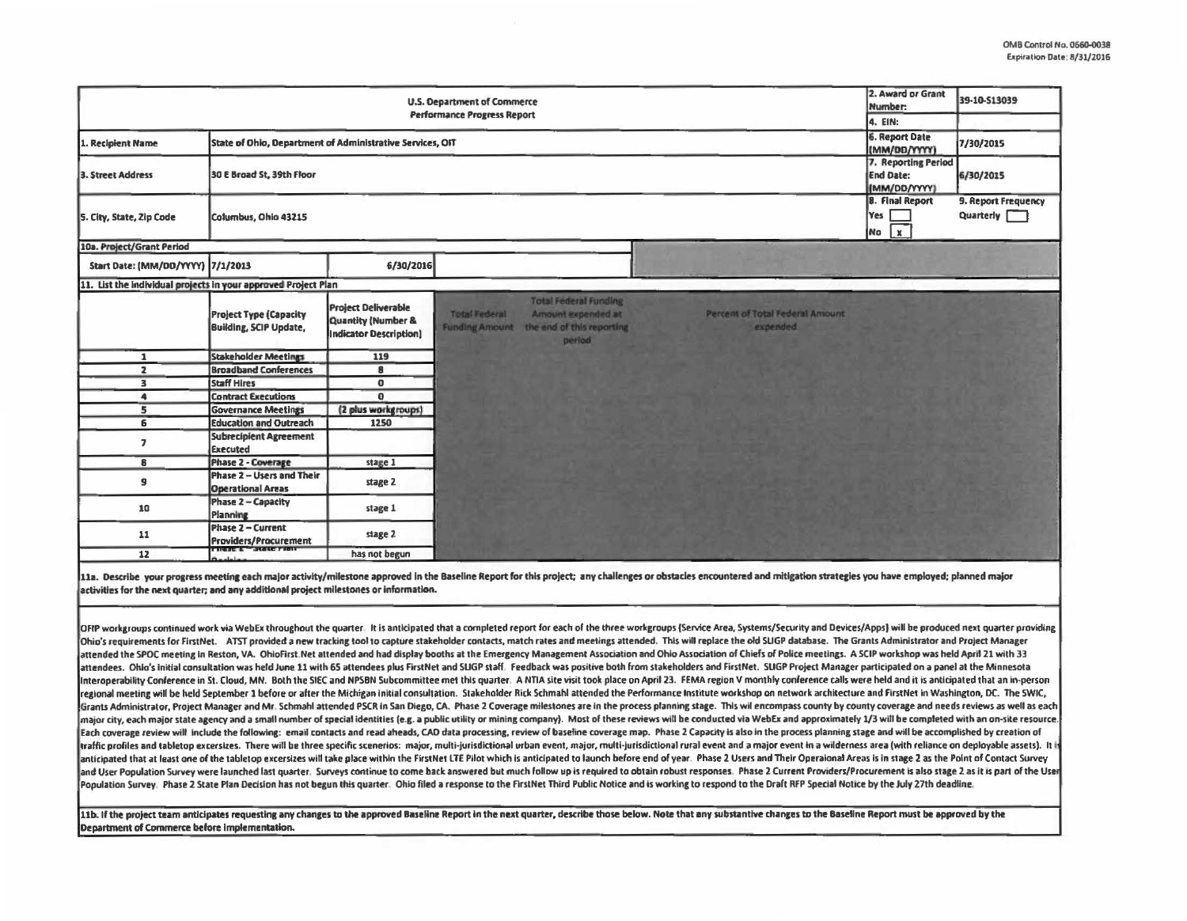OMB Control No. 0660-0038
Expiration Date: 8/31/2016

| U.S. Department of Commerce Performance Progress Report | | 2. Award or Grant Number: | 39-10-S13039 |
|---|---|---|---|
| | | 4. EIN: | |
| 1. Recipient Name | State of Ohio, Department of Administrative Services, OIT | 6. Report Date (MM/DD/YYYY) | 7/30/2015 |
| 3. Street Address | 30 E Broad St, 39th Floor | 7. Reporting Period End Date: (MM/DD/YYYY) | 6/30/2015 |
| 5. City, State, Zip Code | Columbus, Ohio 43215 | 8. Final Report Yes [ ] No [x] | 9. Report Frequency Quarterly [ ] |

**10a. Project/Grant Period**

| Start Date: (MM/DD/YYYY) | 7/1/2013 | End Date: (MM/DD/YYYY) | 6/30/2016 |
|---|---|---|---|

**11. List the individual projects in your approved Project Plan**

| | Project Type (Capacity Building, SCIP Update, | Project Deliverable Quantity (Number & Indicator Description) | Total Federal Funding Amount | Total Federal Funding Amount expended at the end of this reporting period | Percent of Total Federal Amount expended |
|---|---|---|---|---|---|
| 1 | Stakeholder Meetings | 119 | | | |
| 2 | Broadband Conferences | 8 | | | |
| 3 | Staff Hires | 0 | | | |
| 4 | Contract Executions | 0 | | | |
| 5 | Governance Meetings | (2 plus workgroups) | | | |
| 6 | Education and Outreach | 1250 | | | |
| 7 | Subrecipient Agreement Executed | | | | |
| 8 | Phase 2 - Coverage | stage 1 | | | |
| 9 | Phase 2 – Users and Their Operational Areas | stage 2 | | | |
| 10 | Phase 2 – Capacity Planning | stage 1 | | | |
| 11 | Phase 2 – Current Providers/Procurement | stage 2 | | | |
| 12 | Phase 2 – State Plan Decision | has not begun | | | |

**11a. Describe your progress meeting each major activity/milestone approved in the Baseline Report for this project; any challenges or obstacles encountered and mitigation strategies you have employed; planned major activities for the next quarter; and any additional project milestones or information.**

OFIP workgroups continued work via WebEx throughout the quarter. It is anticipated that a completed report for each of the three workgroups (Service Area, Systems/Security and Devices/Apps) will be produced next quarter providing Ohio's requirements for FirstNet. AT&T provided a new tracking tool to capture stakeholder contacts, match rates and meetings attended. This will replace the old SLIGP database. The Grants Administrator and Project Manager attended the SPOC meeting in Reston, VA. OhioFirst.Net attended and had display booths at the Emergency Management Association and Ohio Association of Chiefs of Police meetings. A SCIP workshop was held April 21 with 33 attendees. Ohio's initial consultation was held June 11 with 65 attendees plus FirstNet and SLIGP staff. Feedback was positive both from stakeholders and FirstNet. SLIGP Project Manager participated on a panel at the Minnesota Interoperability Conference in St. Cloud, MN. Both the SIEC and NPSBN Subcommittee met this quarter. A NTIA site visit took place on April 23. FEMA region V monthly conference calls were held and it is anticipated that an in-person regional meeting will be held September 1 before or after the Michigan initial consultation. Stakeholder Rick Schmahl attended the Performance Institute workshop on network architecture and FirstNet in Washington, DC. The SWIC, Grants Administrator, Project Manager and Mr. Schmahl attended PSCR in San Diego, CA. Phase 2 Coverage milestones are in the process planning stage. This wil encompass county by county coverage and needs reviews as well as each major city, each major state agency and a small number of special identities (e.g. a public utility or mining company). Most of these reviews will be conducted via WebEx and approximately 1/3 will be completed with an on-site resource. Each coverage review will include the following: email contacts and read aheads, CAD data processing, review of baseline coverage map. Phase 2 Capacity is also in the process planning stage and will be accomplished by creation of traffic profiles and tabletop excersizes. There will be three specific scenerios: major, multi-jurisdictional urban event, major, multi-jurisdictional rural event and a major event in a wilderness area (with reliance on deployable assets). It is anticipated that at least one of the tabletop excersizes will take place within the FirstNet LTE Pilot which is anticipated to launch before end of year. Phase 2 Users and Their Operaional Areas is in stage 2 as the Point of Contact Survey and User Population Survey were launched last quarter. Surveys continue to come back answered but much follow up is required to obtain robust responses. Phase 2 Current Providers/Procurement is also stage 2 as it is part of the User Population Survey. Phase 2 State Plan Decision has not begun this quarter. Ohio filed a response to the FirstNet Third Public Notice and is working to respond to the Draft RFP Special Notice by the July 27th deadline.

**11b. If the project team anticipates requesting any changes to the approved Baseline Report in the next quarter, describe those below. Note that any substantive changes to the Baseline Report must be approved by the Department of Commerce before implementation.**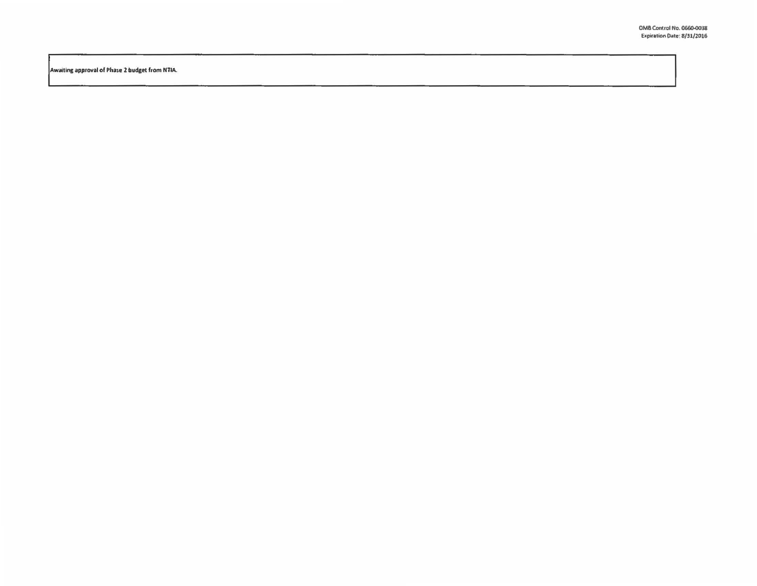OMB Control No. 0660-0038
Expiration Date: 8/31/2016

Awaiting approval of Phase 2 budget from NTIA.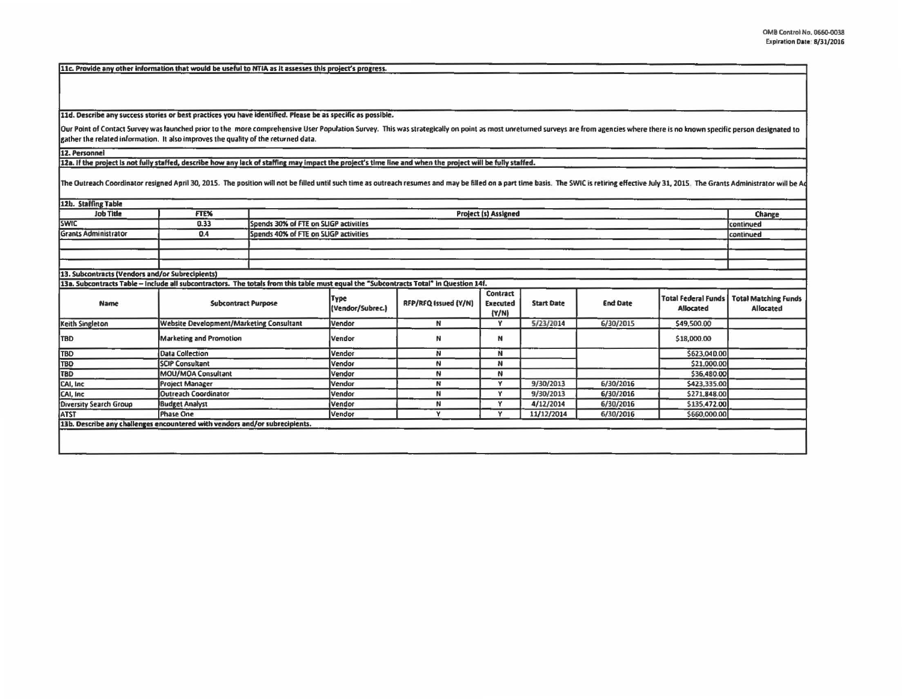OMB Control No. 0660-0038
Expiration Date: 8/31/2016

**11c. Provide any other information that would be useful to NTIA as it assesses this project's progress.**

**11d. Describe any success stories or best practices you have identified. Please be as specific as possible.**

Our Point of Contact Survey was launched prior to the more comprehensive User Population Survey. This was strategically on point as most unreturned surveys are from agencies where there is no known specific person designated to gather the related information. It also improves the quality of the returned data.

**12. Personnel**

**12a. If the project is not fully staffed, describe how any lack of staffing may impact the project's time line and when the project will be fully staffed.**

The Outreach Coordinator resigned April 30, 2015. The position will not be filled until such time as outreach resumes and may be filled on a part time basis. The SWIC is retiring effective July 31, 2015. The Grants Administrator will be Ac

**12b. Staffing Table**

| Job Title | FTE% | Project (s) Assigned | Change |
|---|---|---|---|
| SWIC | 0.33 | Spends 30% of FTE on SLIGP activities | continued |
| Grants Administrator | 0.4 | Spends 40% of FTE on SLIGP activities | continued |
| | | | |
| | | | |
| | | | |

**13. Subcontracts (Vendors and/or Subrecipients)**

**13a. Subcontracts Table – Include all subcontractors. The totals from this table must equal the "Subcontracts Total" in Question 14f.**

| Name | Subcontract Purpose | Type (Vendor/Subrec.) | RFP/RFQ Issued (Y/N) | Contract Executed (Y/N) | Start Date | End Date | Total Federal Funds Allocated | Total Matching Funds Allocated |
|---|---|---|---|---|---|---|---|---|
| Keith Singleton | Website Development/Marketing Consultant | Vendor | N | Y | 5/23/2014 | 6/30/2015 | $49,500.00 | |
| TBD | Marketing and Promotion | Vendor | N | N | | | $18,000.00 | |
| TBD | Data Collection | Vendor | N | N | | | $623,040.00 | |
| TBD | SCIP Consultant | Vendor | N | N | | | $21,000.00 | |
| TBD | MOU/MOA Consultant | Vendor | N | N | | | $36,480.00 | |
| CAI, Inc | Project Manager | Vendor | N | Y | 9/30/2013 | 6/30/2016 | $423,335.00 | |
| CAI, Inc | Outreach Coordinator | Vendor | N | Y | 9/30/2013 | 6/30/2016 | $271,848.00 | |
| Diversity Search Group | Budget Analyst | Vendor | N | Y | 4/12/2014 | 6/30/2016 | $135,472.00 | |
| ATST | Phase One | Vendor | Y | Y | 11/12/2014 | 6/30/2016 | $660,000.00 | |

**13b. Describe any challenges encountered with vendors and/or subrecipients.**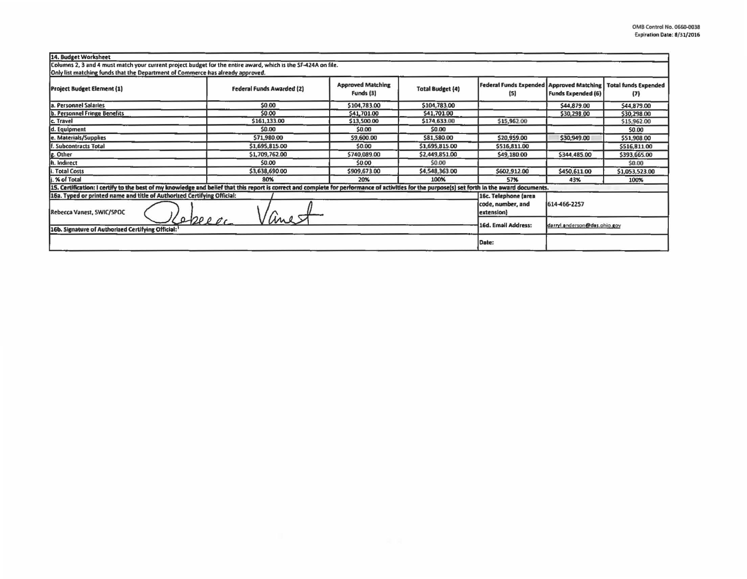OMB Control No. 0660-0038
Expiration Date: 8/31/2016

**14. Budget Worksheet**

Columns 2, 3 and 4 must match your current project budget for the entire award, which is the SF-424A on file.
Only list matching funds that the Department of Commerce has already approved.

| Project Budget Element (1) | Federal Funds Awarded (2) | Approved Matching Funds (3) | Total Budget (4) | Federal Funds Expended (5) | Approved Matching Funds Expended (6) | Total funds Expended (7) |
|---|---|---|---|---|---|---|
| a. Personnel Salaries | $0.00 | $104,783.00 | $104,783.00 | | $44,879.00 | $44,879.00 |
| b. Personnel Fringe Benefits | $0.00 | $41,701.00 | $41,701.00 | | $30,298.00 | $30,298.00 |
| c. Travel | $161,133.00 | $13,500.00 | $174,633.00 | $15,962.00 | | $15,962.00 |
| d. Equipment | $0.00 | $0.00 | $0.00 | | | $0.00 |
| e. Materials/Supplies | $71,980.00 | $9,600.00 | $81,580.00 | $20,959.00 | $30,949.00 | $51,908.00 |
| f. Subcontracts Total | $1,695,815.00 | $0.00 | $1,695,815.00 | $516,811.00 | | $516,811.00 |
| g. Other | $1,709,762.00 | $740,089.00 | $2,449,851.00 | $49,180.00 | $344,485.00 | $393,665.00 |
| h. Indirect | $0.00 | $0.00 | $0.00 | | | $0.00 |
| i. Total Costs | $3,638,690.00 | $909,673.00 | $4,548,363.00 | $602,912.00 | $450,611.00 | $1,053,523.00 |
| j. % of Total | 80% | 20% | 100% | 57% | 43% | 100% |

**15. Certification:** I certify to the best of my knowledge and belief that this report is correct and complete for performance of activities for the purpose(s) set forth in the award documents.

| | | |
|---|---|---|
| **16a. Typed or printed name and title of Authorized Certifying Official:** Rebecca Vanest, SWIC/SPOC | **16c. Telephone (area code, number, and extension)** | 614-466-2257 |
| **16b. Signature of Authorized Certifying Official:** Rebecca Vanest | **16d. Email Address:** | darryl.anderson@das.ohio.gov |
| | **Date:** | |